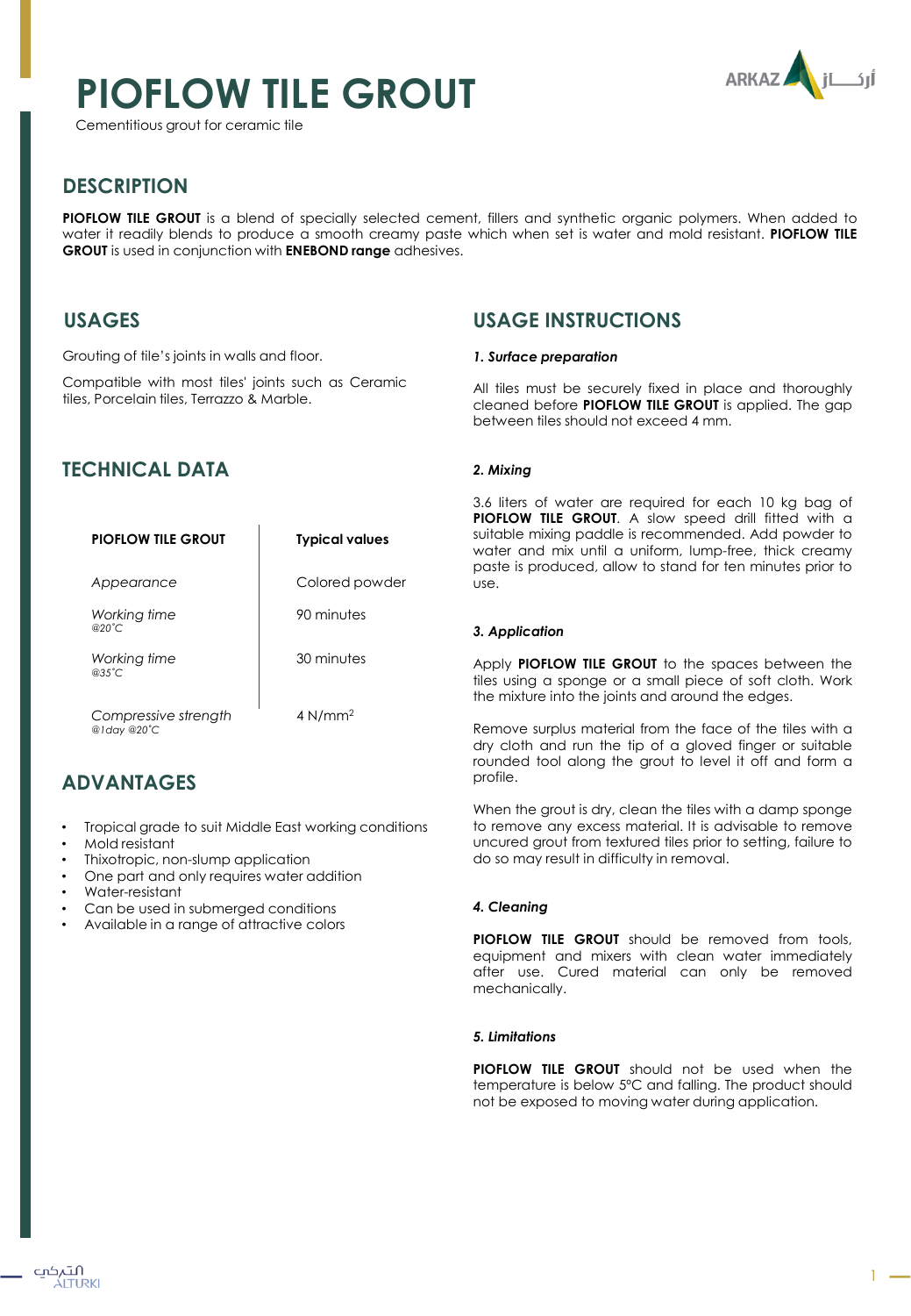# PIOFLOW TILE GROUT

Cementitious grout for ceramic tile

## DESCRIPTION

**PIOFLOW TILE GROUT** is a blend of specially selected cement, fillers and synthetic organic polymers. When added to water it readily blends to produce a smooth creamy paste which when set is water and mold resistant. **PIOFLOW TILE GROUT** is used in conjunction with **ENEBOND range** adhesives.

## USAGES

Grouting of tile's joints in walls and floor.

Compatible with most tiles' joints such as Ceramic tiles, Porcelain tiles, Terrazzo & Marble.

## TECHNICAL DATA

| PIOFLOW TILE GROUT | Typical values |
|---|---|
| *Appearance* | Colored powder |
| *Working time* @20˚C | 90 minutes |
| *Working time* @35˚C | 30 minutes |
| *Compressive strength* @1day @20˚C | 4 N/mm$^2$ |

## ADVANTAGES

- Tropical grade to suit Middle East working conditions
- Mold resistant
- Thixotropic, non-slump application
- One part and only requires water addition
- Water-resistant
- Can be used in submerged conditions
- Available in a range of attractive colors

## USAGE INSTRUCTIONS

***1. Surface preparation***

All tiles must be securely fixed in place and thoroughly cleaned before **PIOFLOW TILE GROUT** is applied. The gap between tiles should not exceed 4 mm.

***2. Mixing***

3.6 liters of water are required for each 10 kg bag of **PIOFLOW TILE GROUT**. A slow speed drill fitted with a suitable mixing paddle is recommended. Add powder to water and mix until a uniform, lump-free, thick creamy paste is produced, allow to stand for ten minutes prior to use.

***3. Application***

Apply **PIOFLOW TILE GROUT** to the spaces between the tiles using a sponge or a small piece of soft cloth. Work the mixture into the joints and around the edges.

Remove surplus material from the face of the tiles with a dry cloth and run the tip of a gloved finger or suitable rounded tool along the grout to level it off and form a profile.

When the grout is dry, clean the tiles with a damp sponge to remove any excess material. It is advisable to remove uncured grout from textured tiles prior to setting, failure to do so may result in difficulty in removal.

***4. Cleaning***

**PIOFLOW TILE GROUT** should be removed from tools, equipment and mixers with clean water immediately after use. Cured material can only be removed mechanically.

***5. Limitations***

**PIOFLOW TILE GROUT** should not be used when the temperature is below 5°C and falling. The product should not be exposed to moving water during application.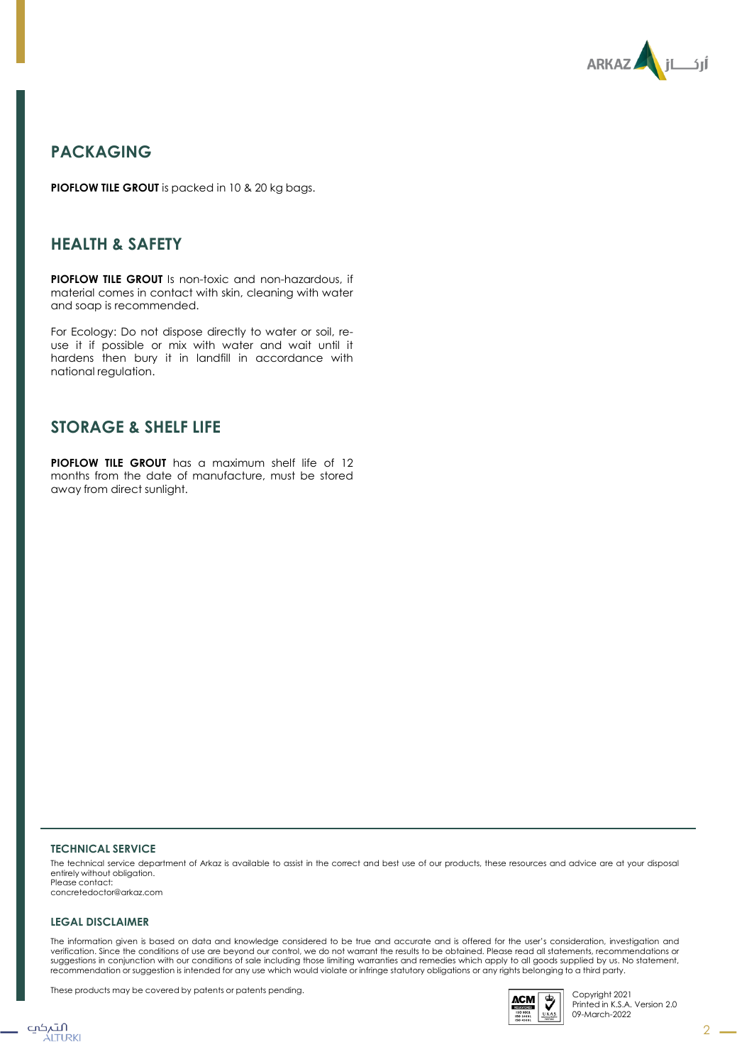## PACKAGING

**PIOFLOW TILE GROUT** is packed in 10 & 20 kg bags.

## HEALTH & SAFETY

**PIOFLOW TILE GROUT** Is non-toxic and non-hazardous, if material comes in contact with skin, cleaning with water and soap is recommended.

For Ecology: Do not dispose directly to water or soil, re-use it if possible or mix with water and wait until it hardens then bury it in landfill in accordance with national regulation.

## STORAGE & SHELF LIFE

**PIOFLOW TILE GROUT** has a maximum shelf life of 12 months from the date of manufacture, must be stored away from direct sunlight.

### TECHNICAL SERVICE

The technical service department of Arkaz is available to assist in the correct and best use of our products, these resources and advice are at your disposal entirely without obligation.
Please contact:
concretedoctor@arkaz.com

### LEGAL DISCLAIMER

The information given is based on data and knowledge considered to be true and accurate and is offered for the user's consideration, investigation and verification. Since the conditions of use are beyond our control, we do not warrant the results to be obtained. Please read all statements, recommendations or suggestions in conjunction with our conditions of sale including those limiting warranties and remedies which apply to all goods supplied by us. No statement, recommendation or suggestion is intended for any use which would violate or infringe statutory obligations or any rights belonging to a third party.

These products may be covered by patents or patents pending.

Copyright 2021
Printed in K.S.A. Version 2.0
09-March-2022